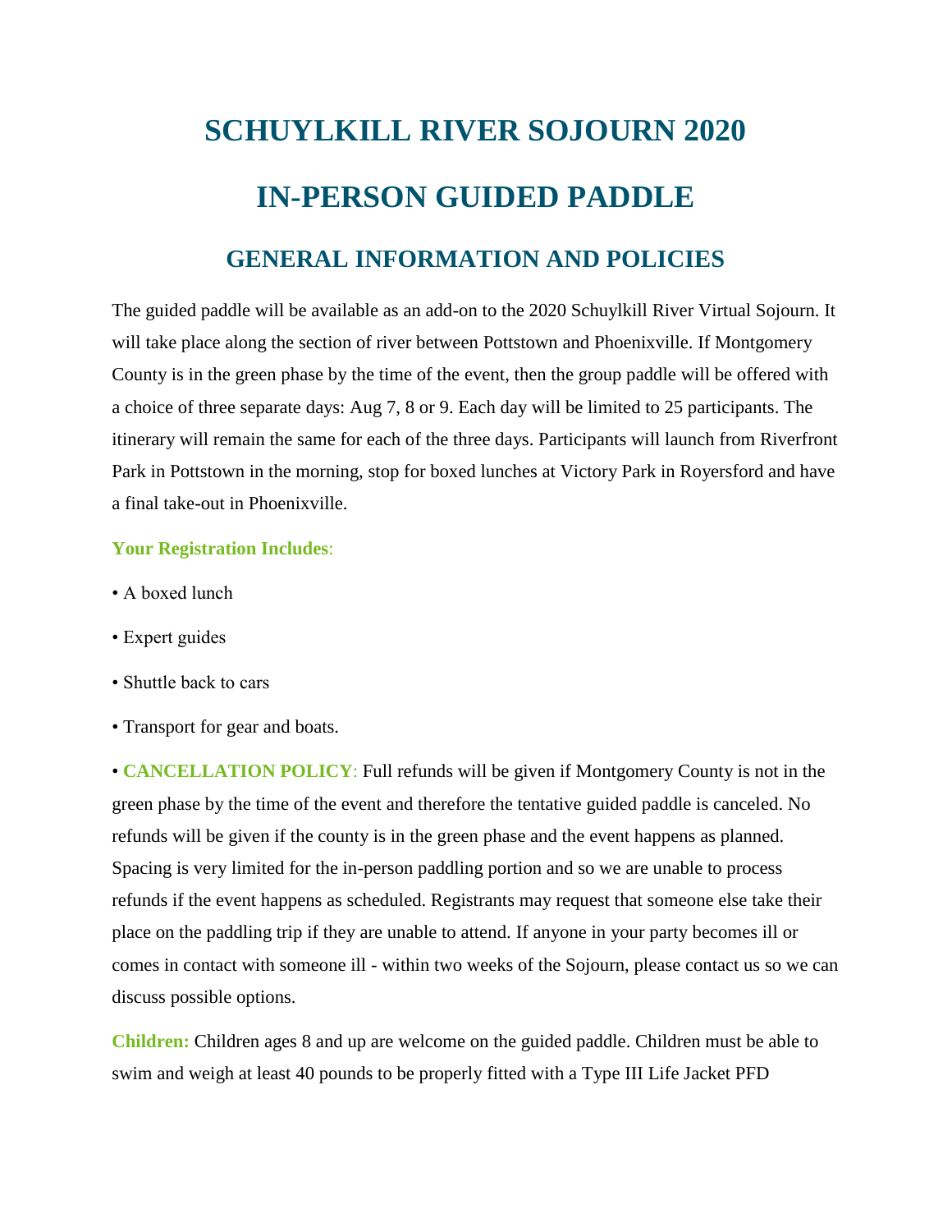# SCHUYLKILL RIVER SOJOURN 2020

# IN-PERSON GUIDED PADDLE

## GENERAL INFORMATION AND POLICIES

The guided paddle will be available as an add-on to the 2020 Schuylkill River Virtual Sojourn. It will take place along the section of river between Pottstown and Phoenixville. If Montgomery County is in the green phase by the time of the event, then the group paddle will be offered with a choice of three separate days: Aug 7, 8 or 9. Each day will be limited to 25 participants. The itinerary will remain the same for each of the three days. Participants will launch from Riverfront Park in Pottstown in the morning, stop for boxed lunches at Victory Park in Royersford and have a final take-out in Phoenixville.

**Your Registration Includes**:

• A boxed lunch

• Expert guides

• Shuttle back to cars

• Transport for gear and boats.

• **CANCELLATION POLICY**: Full refunds will be given if Montgomery County is not in the green phase by the time of the event and therefore the tentative guided paddle is canceled. No refunds will be given if the county is in the green phase and the event happens as planned. Spacing is very limited for the in-person paddling portion and so we are unable to process refunds if the event happens as scheduled. Registrants may request that someone else take their place on the paddling trip if they are unable to attend. If anyone in your party becomes ill or comes in contact with someone ill - within two weeks of the Sojourn, please contact us so we can discuss possible options.

**Children:** Children ages 8 and up are welcome on the guided paddle. Children must be able to swim and weigh at least 40 pounds to be properly fitted with a Type III Life Jacket PFD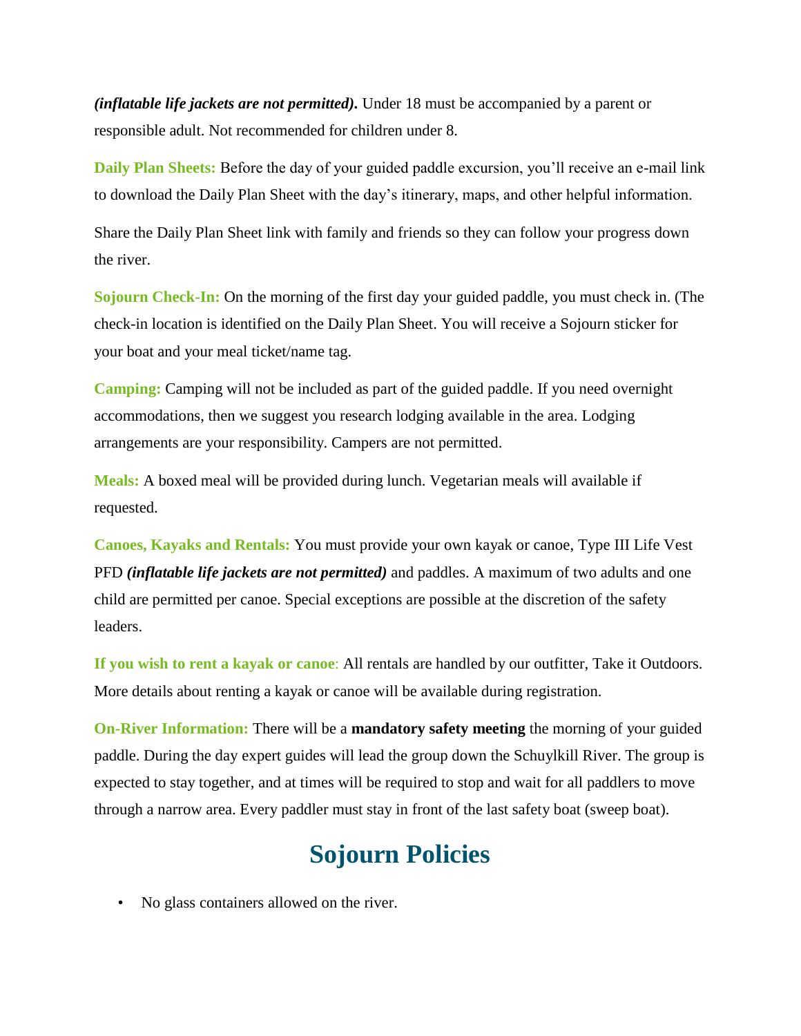***(inflatable life jackets are not permitted).*** Under 18 must be accompanied by a parent or responsible adult. Not recommended for children under 8.

**Daily Plan Sheets:** Before the day of your guided paddle excursion, you'll receive an e-mail link to download the Daily Plan Sheet with the day's itinerary, maps, and other helpful information.

Share the Daily Plan Sheet link with family and friends so they can follow your progress down the river.

**Sojourn Check-In:** On the morning of the first day your guided paddle, you must check in. (The check-in location is identified on the Daily Plan Sheet. You will receive a Sojourn sticker for your boat and your meal ticket/name tag.

**Camping:** Camping will not be included as part of the guided paddle. If you need overnight accommodations, then we suggest you research lodging available in the area. Lodging arrangements are your responsibility. Campers are not permitted.

**Meals:** A boxed meal will be provided during lunch. Vegetarian meals will available if requested.

**Canoes, Kayaks and Rentals:** You must provide your own kayak or canoe, Type III Life Vest PFD ***(inflatable life jackets are not permitted)*** and paddles. A maximum of two adults and one child are permitted per canoe. Special exceptions are possible at the discretion of the safety leaders.

**If you wish to rent a kayak or canoe**: All rentals are handled by our outfitter, Take it Outdoors. More details about renting a kayak or canoe will be available during registration.

**On-River Information:** There will be a **mandatory safety meeting** the morning of your guided paddle. During the day expert guides will lead the group down the Schuylkill River. The group is expected to stay together, and at times will be required to stop and wait for all paddlers to move through a narrow area. Every paddler must stay in front of the last safety boat (sweep boat).

# Sojourn Policies

- No glass containers allowed on the river.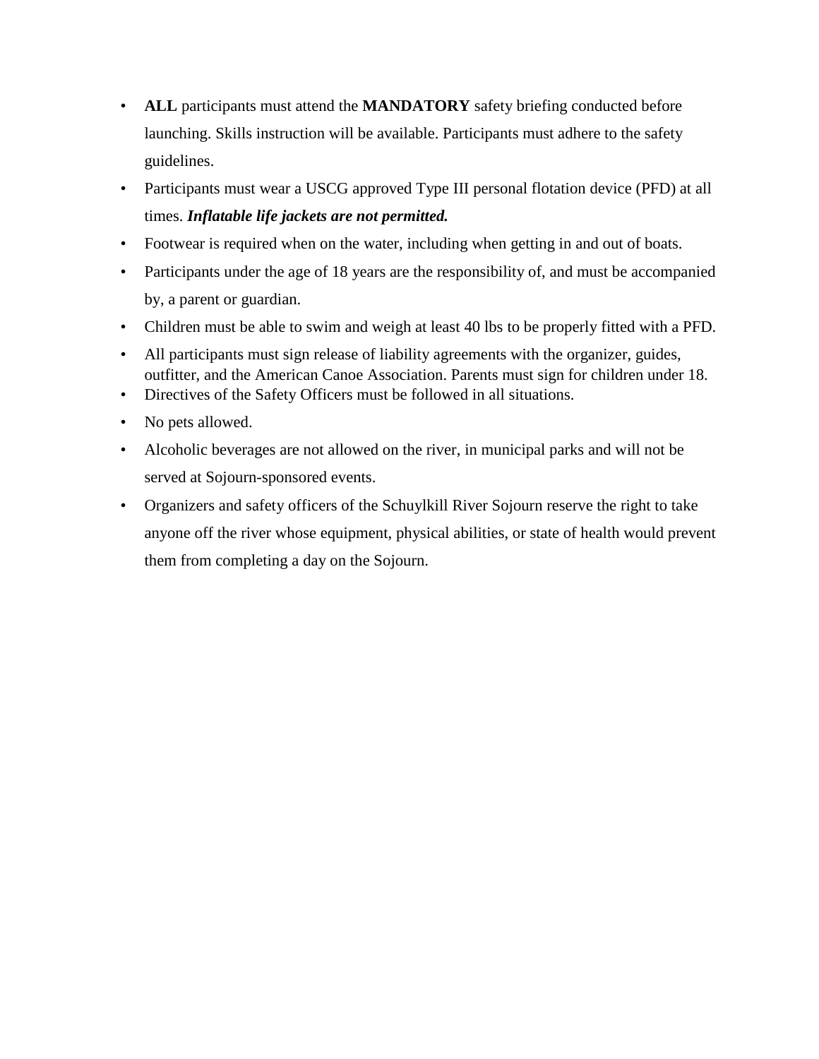- **ALL** participants must attend the **MANDATORY** safety briefing conducted before launching. Skills instruction will be available. Participants must adhere to the safety guidelines.
- Participants must wear a USCG approved Type III personal flotation device (PFD) at all times. ***Inflatable life jackets are not permitted.***
- Footwear is required when on the water, including when getting in and out of boats.
- Participants under the age of 18 years are the responsibility of, and must be accompanied by, a parent or guardian.
- Children must be able to swim and weigh at least 40 lbs to be properly fitted with a PFD.
- All participants must sign release of liability agreements with the organizer, guides, outfitter, and the American Canoe Association. Parents must sign for children under 18.
- Directives of the Safety Officers must be followed in all situations.
- No pets allowed.
- Alcoholic beverages are not allowed on the river, in municipal parks and will not be served at Sojourn-sponsored events.
- Organizers and safety officers of the Schuylkill River Sojourn reserve the right to take anyone off the river whose equipment, physical abilities, or state of health would prevent them from completing a day on the Sojourn.